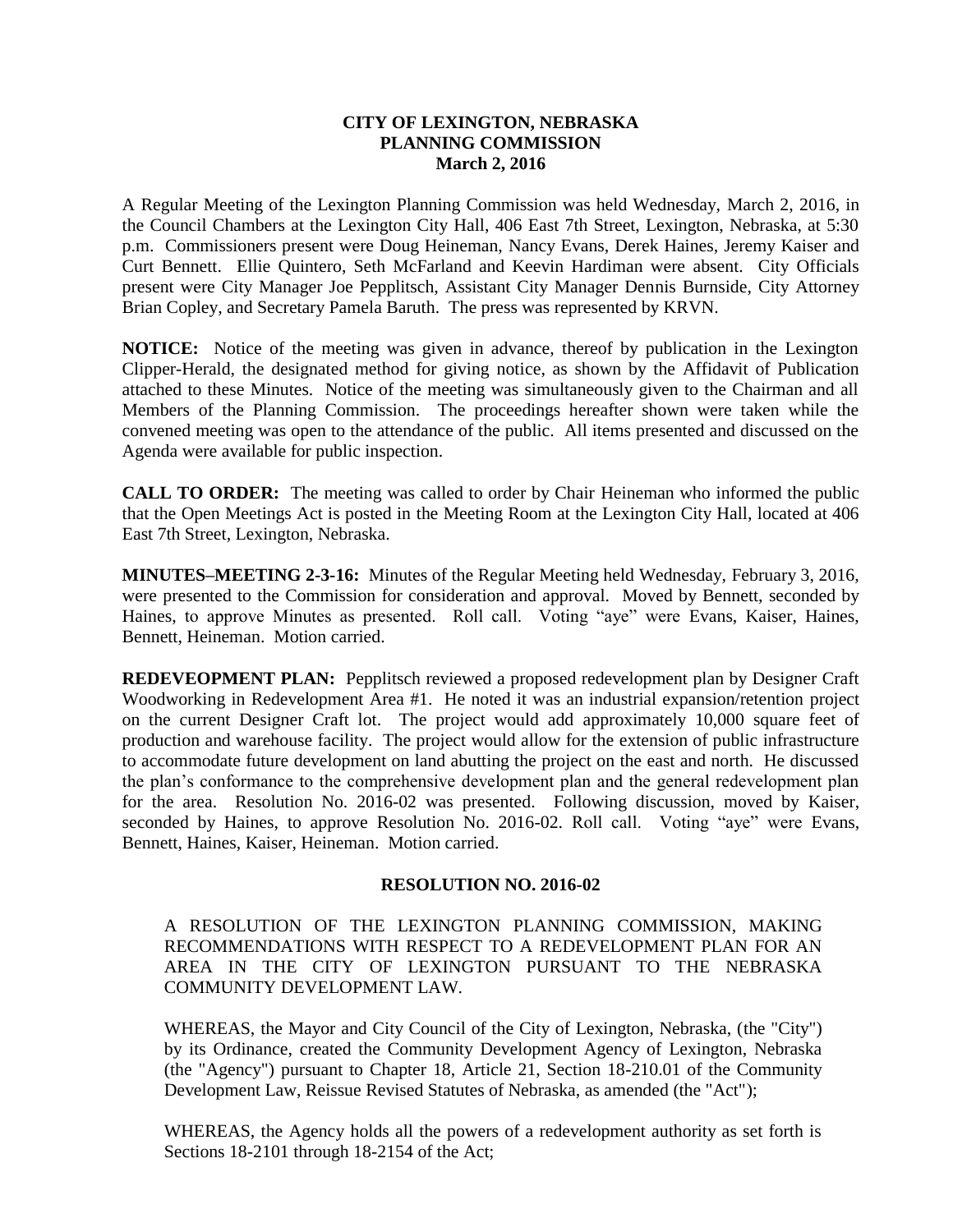# CITY OF LEXINGTON, NEBRASKA
## PLANNING COMMISSION
### March 2, 2016

A Regular Meeting of the Lexington Planning Commission was held Wednesday, March 2, 2016, in the Council Chambers at the Lexington City Hall, 406 East 7th Street, Lexington, Nebraska, at 5:30 p.m. Commissioners present were Doug Heineman, Nancy Evans, Derek Haines, Jeremy Kaiser and Curt Bennett. Ellie Quintero, Seth McFarland and Keevin Hardiman were absent. City Officials present were City Manager Joe Pepplitsch, Assistant City Manager Dennis Burnside, City Attorney Brian Copley, and Secretary Pamela Baruth. The press was represented by KRVN.

**NOTICE:** Notice of the meeting was given in advance, thereof by publication in the Lexington Clipper-Herald, the designated method for giving notice, as shown by the Affidavit of Publication attached to these Minutes. Notice of the meeting was simultaneously given to the Chairman and all Members of the Planning Commission. The proceedings hereafter shown were taken while the convened meeting was open to the attendance of the public. All items presented and discussed on the Agenda were available for public inspection.

**CALL TO ORDER:** The meeting was called to order by Chair Heineman who informed the public that the Open Meetings Act is posted in the Meeting Room at the Lexington City Hall, located at 406 East 7th Street, Lexington, Nebraska.

**MINUTES–MEETING 2-3-16:** Minutes of the Regular Meeting held Wednesday, February 3, 2016, were presented to the Commission for consideration and approval. Moved by Bennett, seconded by Haines, to approve Minutes as presented. Roll call. Voting "aye" were Evans, Kaiser, Haines, Bennett, Heineman. Motion carried.

**REDEVEOPMENT PLAN:** Pepplitsch reviewed a proposed redevelopment plan by Designer Craft Woodworking in Redevelopment Area #1. He noted it was an industrial expansion/retention project on the current Designer Craft lot. The project would add approximately 10,000 square feet of production and warehouse facility. The project would allow for the extension of public infrastructure to accommodate future development on land abutting the project on the east and north. He discussed the plan's conformance to the comprehensive development plan and the general redevelopment plan for the area. Resolution No. 2016-02 was presented. Following discussion, moved by Kaiser, seconded by Haines, to approve Resolution No. 2016-02. Roll call. Voting "aye" were Evans, Bennett, Haines, Kaiser, Heineman. Motion carried.

**RESOLUTION NO. 2016-02**

A RESOLUTION OF THE LEXINGTON PLANNING COMMISSION, MAKING RECOMMENDATIONS WITH RESPECT TO A REDEVELOPMENT PLAN FOR AN AREA IN THE CITY OF LEXINGTON PURSUANT TO THE NEBRASKA COMMUNITY DEVELOPMENT LAW.

WHEREAS, the Mayor and City Council of the City of Lexington, Nebraska, (the "City") by its Ordinance, created the Community Development Agency of Lexington, Nebraska (the "Agency") pursuant to Chapter 18, Article 21, Section 18-210.01 of the Community Development Law, Reissue Revised Statutes of Nebraska, as amended (the "Act");

WHEREAS, the Agency holds all the powers of a redevelopment authority as set forth is Sections 18-2101 through 18-2154 of the Act;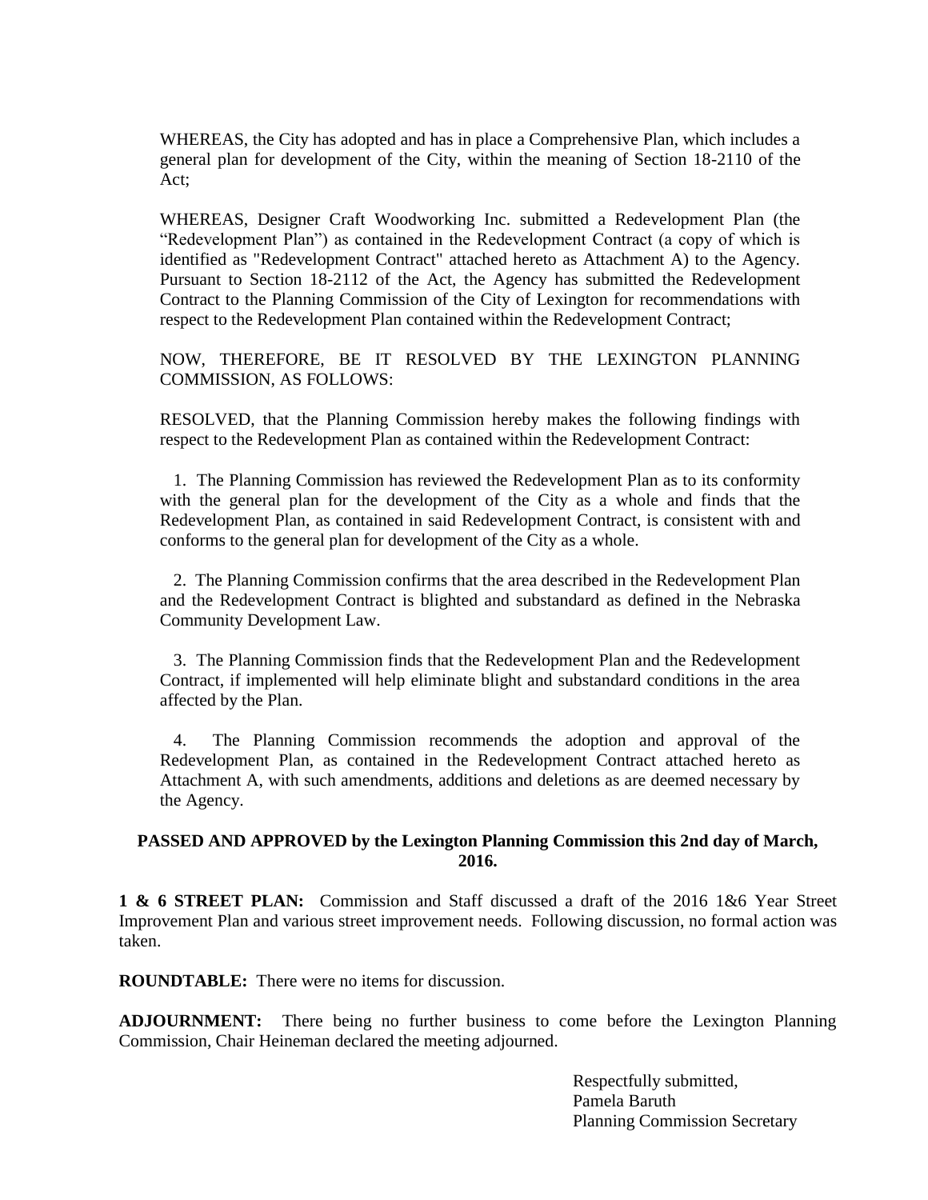WHEREAS, the City has adopted and has in place a Comprehensive Plan, which includes a general plan for development of the City, within the meaning of Section 18-2110 of the Act;

WHEREAS, Designer Craft Woodworking Inc. submitted a Redevelopment Plan (the "Redevelopment Plan") as contained in the Redevelopment Contract (a copy of which is identified as "Redevelopment Contract" attached hereto as Attachment A) to the Agency. Pursuant to Section 18-2112 of the Act, the Agency has submitted the Redevelopment Contract to the Planning Commission of the City of Lexington for recommendations with respect to the Redevelopment Plan contained within the Redevelopment Contract;

NOW, THEREFORE, BE IT RESOLVED BY THE LEXINGTON PLANNING COMMISSION, AS FOLLOWS:

RESOLVED, that the Planning Commission hereby makes the following findings with respect to the Redevelopment Plan as contained within the Redevelopment Contract:

1. The Planning Commission has reviewed the Redevelopment Plan as to its conformity with the general plan for the development of the City as a whole and finds that the Redevelopment Plan, as contained in said Redevelopment Contract, is consistent with and conforms to the general plan for development of the City as a whole.

2. The Planning Commission confirms that the area described in the Redevelopment Plan and the Redevelopment Contract is blighted and substandard as defined in the Nebraska Community Development Law.

3. The Planning Commission finds that the Redevelopment Plan and the Redevelopment Contract, if implemented will help eliminate blight and substandard conditions in the area affected by the Plan.

4. The Planning Commission recommends the adoption and approval of the Redevelopment Plan, as contained in the Redevelopment Contract attached hereto as Attachment A, with such amendments, additions and deletions as are deemed necessary by the Agency.

**PASSED AND APPROVED by the Lexington Planning Commission this 2nd day of March, 2016.**

**1 & 6 STREET PLAN:** Commission and Staff discussed a draft of the 2016 1&6 Year Street Improvement Plan and various street improvement needs. Following discussion, no formal action was taken.

**ROUNDTABLE:** There were no items for discussion.

**ADJOURNMENT:** There being no further business to come before the Lexington Planning Commission, Chair Heineman declared the meeting adjourned.

Respectfully submitted,
Pamela Baruth
Planning Commission Secretary